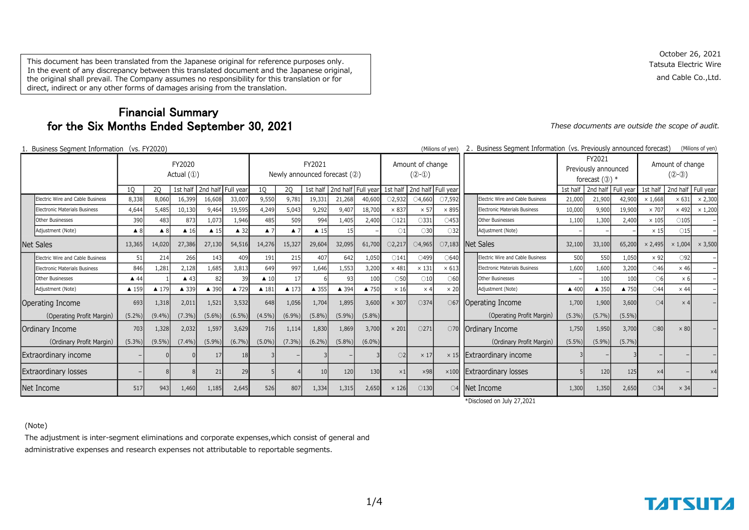This document has been translated from the Japanese original for reference purposes only. In the event of any discrepancy between this translated document and the Japanese original, the original shall prevail. The Company assumes no responsibility for this translation or for direct, indirect or any other forms of damages arising from the translation.

October 26, 2021
Tatsuta Electric Wire and Cable Co.,Ltd.

# Financial Summary for the Six Months Ended September 30, 2021

*These documents are outside the scope of audit.*

## 1. Business Segment Information (vs. FY2020)

(Milions of yen)

| | FY2020 Actual (①) | | | | | FY2021 Newly announced forecast (②) | | | | | Amount of change (②-①) | | |
|---|---|---|---|---|---|---|---|---|---|---|---|---|---|
| | 1Q | 2Q | 1st half | 2nd half | Full year | 1Q | 2Q | 1st half | 2nd half | Full year | 1st half | 2nd half | Full year |
| Electric Wire and Cable Business | 8,338 | 8,060 | 16,399 | 16,608 | 33,007 | 9,550 | 9,781 | 19,331 | 21,268 | 40,600 | ○2,932 | ○4,660 | ○7,592 |
| Electronic Materials Business | 4,644 | 5,485 | 10,130 | 9,464 | 19,595 | 4,249 | 5,043 | 9,292 | 9,407 | 18,700 | ×837 | ×57 | ×895 |
| Other Businesses | 390 | 483 | 873 | 1,073 | 1,946 | 485 | 509 | 994 | 1,405 | 2,400 | ○121 | ○331 | ○453 |
| Adjustment (Note) | ▲8 | ▲8 | ▲16 | ▲15 | ▲32 | ▲7 | ▲7 | ▲15 | 15 | – | ○1 | ○30 | ○32 |
| Net Sales | 13,365 | 14,020 | 27,386 | 27,130 | 54,516 | 14,276 | 15,327 | 29,604 | 32,095 | 61,700 | ○2,217 | ○4,965 | ○7,183 |
| Electric Wire and Cable Business | 51 | 214 | 266 | 143 | 409 | 191 | 215 | 407 | 642 | 1,050 | ○141 | ○499 | ○640 |
| Electronic Materials Business | 846 | 1,281 | 2,128 | 1,685 | 3,813 | 649 | 997 | 1,646 | 1,553 | 3,200 | ×481 | ×131 | ×613 |
| Other Businesses | ▲44 | 1 | ▲43 | 82 | 39 | ▲10 | 17 | 6 | 93 | 100 | ○50 | ○10 | ○60 |
| Adjustment (Note) | ▲159 | ▲179 | ▲339 | ▲390 | ▲729 | ▲181 | ▲173 | ▲355 | ▲394 | ▲750 | ×16 | ×4 | ×20 |
| Operating Income | 693 | 1,318 | 2,011 | 1,521 | 3,532 | 648 | 1,056 | 1,704 | 1,895 | 3,600 | ×307 | ○374 | ○67 |
| (Operating Profit Margin) | (5.2%) | (9.4%) | (7.3%) | (5.6%) | (6.5%) | (4.5%) | (6.9%) | (5.8%) | (5.9%) | (5.8%) | | | |
| Ordinary Income | 703 | 1,328 | 2,032 | 1,597 | 3,629 | 716 | 1,114 | 1,830 | 1,869 | 3,700 | ×201 | ○271 | ○70 |
| (Ordinary Profit Margin) | (5.3%) | (9.5%) | (7.4%) | (5.9%) | (6.7%) | (5.0%) | (7.3%) | (6.2%) | (5.8%) | (6.0%) | | | |
| Extraordinary income | – | 0 | 0 | 17 | 18 | 3 | – | 3 | – | 3 | ○2 | ×17 | ×15 |
| Extraordinary losses | – | 8 | 8 | 21 | 29 | 5 | 4 | 10 | 120 | 130 | ×1 | ×98 | ×100 |
| Net Income | 517 | 943 | 1,460 | 1,185 | 2,645 | 526 | 807 | 1,334 | 1,315 | 2,650 | ×126 | ○130 | ○4 |

## 2. Business Segment Information (vs. Previously announced forecast)

(Milions of yen)

| | FY2021 Previously announced forecast (③) * | | | Amount of change (②-③) | | |
|---|---|---|---|---|---|---|
| | 1st half | 2nd half | Full year | 1st half | 2nd half | Full year |
| Electric Wire and Cable Business | 21,000 | 21,900 | 42,900 | ×1,668 | ×631 | ×2,300 |
| Electronic Materials Business | 10,000 | 9,900 | 19,900 | ×707 | ×492 | ×1,200 |
| Other Businesses | 1,100 | 1,300 | 2,400 | ×105 | ○105 | – |
| Adjustment (Note) | – | – | – | ×15 | ○15 | – |
| Net Sales | 32,100 | 33,100 | 65,200 | ×2,495 | ×1,004 | ×3,500 |
| Electric Wire and Cable Business | 500 | 550 | 1,050 | ×92 | ○92 | – |
| Electronic Materials Business | 1,600 | 1,600 | 3,200 | ○46 | ×46 | – |
| Other Businesses | – | 100 | 100 | ○6 | ×6 | – |
| Adjustment (Note) | ▲400 | ▲350 | ▲750 | ○44 | ×44 | – |
| Operating Income | 1,700 | 1,900 | 3,600 | ○4 | ×4 | – |
| (Operating Profit Margin) | (5.3%) | (5.7%) | (5.5%) | | | |
| Ordinary Income | 1,750 | 1,950 | 3,700 | ○80 | ×80 | – |
| (Ordinary Profit Margin) | (5.5%) | (5.9%) | (5.7%) | | | |
| Extraordinary income | 3 | – | 3 | – | – | – |
| Extraordinary losses | 5 | 120 | 125 | ×4 | – | ×4 |
| Net Income | 1,300 | 1,350 | 2,650 | ○34 | ×34 | – |

*Disclosed on July 27,2021

(Note)

The adjustment is inter-segment eliminations and corporate expenses,which consist of general and administrative expenses and research expenses not attributable to reportable segments.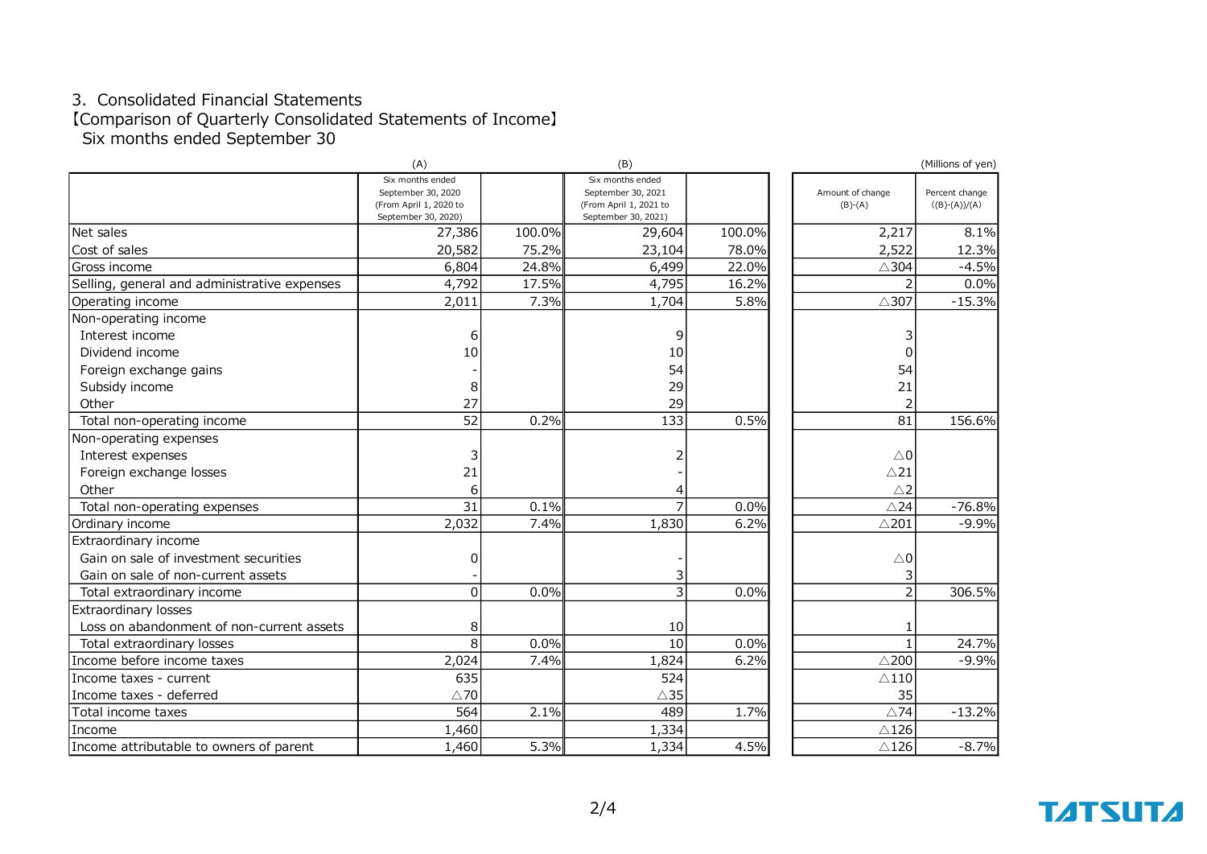3. Consolidated Financial Statements

【Comparison of Quarterly Consolidated Statements of Income】

Six months ended September 30

(Millions of yen)

| | (A) Six months ended September 30, 2020 (From April 1, 2020 to September 30, 2020) | | (B) Six months ended September 30, 2021 (From April 1, 2021 to September 30, 2021) | | Amount of change (B)-(A) | Percent change ((B)-(A))/(A) |
|---|---|---|---|---|---|---|
| Net sales | 27,386 | 100.0% | 29,604 | 100.0% | 2,217 | 8.1% |
| Cost of sales | 20,582 | 75.2% | 23,104 | 78.0% | 2,522 | 12.3% |
| Gross income | 6,804 | 24.8% | 6,499 | 22.0% | △304 | -4.5% |
| Selling, general and administrative expenses | 4,792 | 17.5% | 4,795 | 16.2% | 2 | 0.0% |
| Operating income | 2,011 | 7.3% | 1,704 | 5.8% | △307 | -15.3% |
| Non-operating income | | | | | | |
| Interest income | 6 | | 9 | | 3 | |
| Dividend income | 10 | | 10 | | 0 | |
| Foreign exchange gains | - | | 54 | | 54 | |
| Subsidy income | 8 | | 29 | | 21 | |
| Other | 27 | | 29 | | 2 | |
| Total non-operating income | 52 | 0.2% | 133 | 0.5% | 81 | 156.6% |
| Non-operating expenses | | | | | | |
| Interest expenses | 3 | | 2 | | △0 | |
| Foreign exchange losses | 21 | | - | | △21 | |
| Other | 6 | | 4 | | △2 | |
| Total non-operating expenses | 31 | 0.1% | 7 | 0.0% | △24 | -76.8% |
| Ordinary income | 2,032 | 7.4% | 1,830 | 6.2% | △201 | -9.9% |
| Extraordinary income | | | | | | |
| Gain on sale of investment securities | 0 | | - | | △0 | |
| Gain on sale of non-current assets | - | | 3 | | 3 | |
| Total extraordinary income | 0 | 0.0% | 3 | 0.0% | 2 | 306.5% |
| Extraordinary losses | | | | | | |
| Loss on abandonment of non-current assets | 8 | | 10 | | 1 | |
| Total extraordinary losses | 8 | 0.0% | 10 | 0.0% | 1 | 24.7% |
| Income before income taxes | 2,024 | 7.4% | 1,824 | 6.2% | △200 | -9.9% |
| Income taxes - current | 635 | | 524 | | △110 | |
| Income taxes - deferred | △70 | | △35 | | 35 | |
| Total income taxes | 564 | 2.1% | 489 | 1.7% | △74 | -13.2% |
| Income | 1,460 | | 1,334 | | △126 | |
| Income attributable to owners of parent | 1,460 | 5.3% | 1,334 | 4.5% | △126 | -8.7% |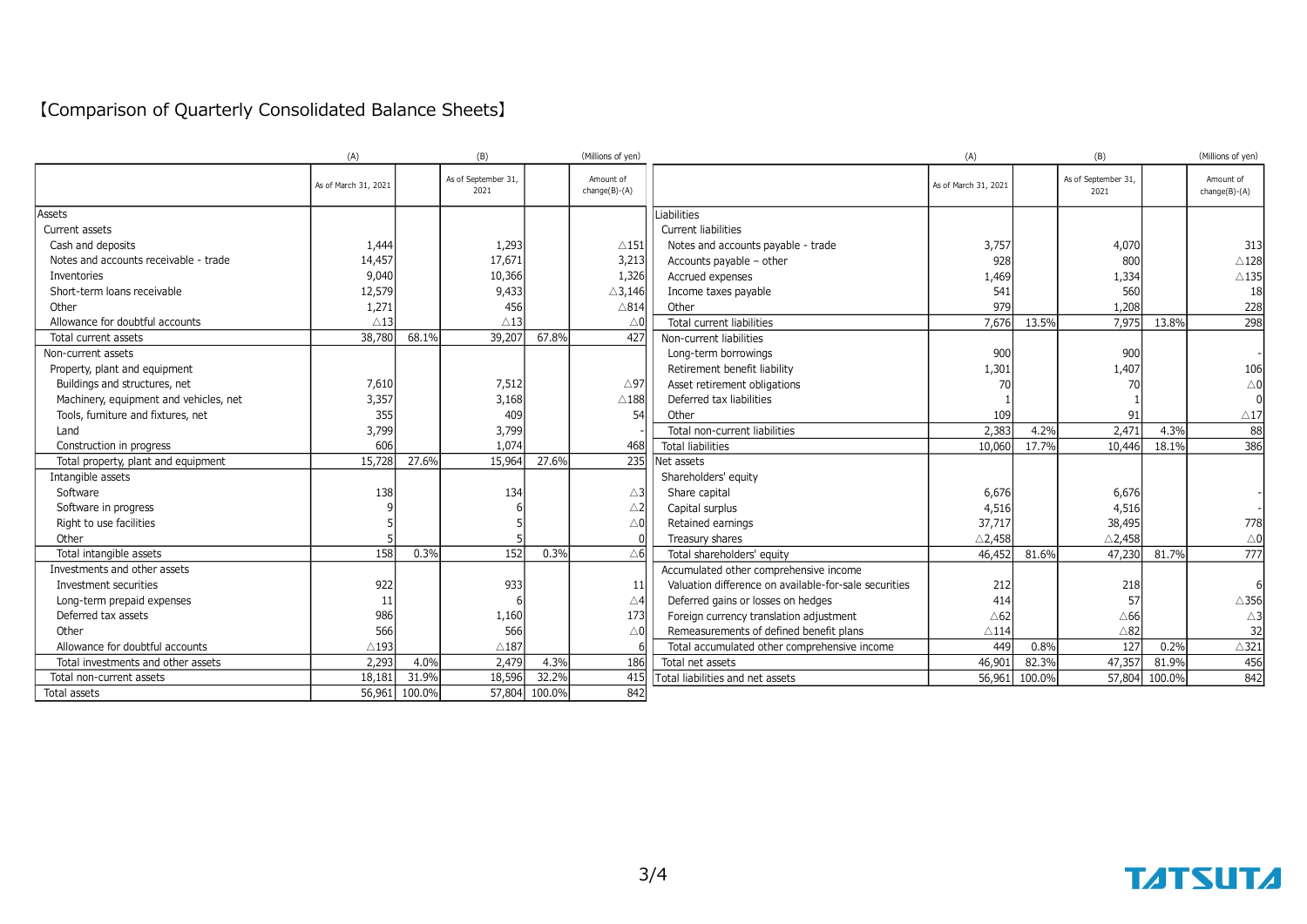# 【Comparison of Quarterly Consolidated Balance Sheets】

(Millions of yen)

| | (A) As of March 31, 2021 | | (B) As of September 31, 2021 | | Amount of change(B)-(A) |
|---|---|---|---|---|---|
| Assets | | | | | |
| Current assets | | | | | |
| Cash and deposits | 1,444 | | 1,293 | | △151 |
| Notes and accounts receivable - trade | 14,457 | | 17,671 | | 3,213 |
| Inventories | 9,040 | | 10,366 | | 1,326 |
| Short-term loans receivable | 12,579 | | 9,433 | | △3,146 |
| Other | 1,271 | | 456 | | △814 |
| Allowance for doubtful accounts | △13 | | △13 | | △0 |
| Total current assets | 38,780 | 68.1% | 39,207 | 67.8% | 427 |
| Non-current assets | | | | | |
| Property, plant and equipment | | | | | |
| Buildings and structures, net | 7,610 | | 7,512 | | △97 |
| Machinery, equipment and vehicles, net | 3,357 | | 3,168 | | △188 |
| Tools, furniture and fixtures, net | 355 | | 409 | | 54 |
| Land | 3,799 | | 3,799 | | - |
| Construction in progress | 606 | | 1,074 | | 468 |
| Total property, plant and equipment | 15,728 | 27.6% | 15,964 | 27.6% | 235 |
| Intangible assets | | | | | |
| Software | 138 | | 134 | | △3 |
| Software in progress | 9 | | 6 | | △2 |
| Right to use facilities | 5 | | 5 | | △0 |
| Other | 5 | | 5 | | 0 |
| Total intangible assets | 158 | 0.3% | 152 | 0.3% | △6 |
| Investments and other assets | | | | | |
| Investment securities | 922 | | 933 | | 11 |
| Long-term prepaid expenses | 11 | | 6 | | △4 |
| Deferred tax assets | 986 | | 1,160 | | 173 |
| Other | 566 | | 566 | | △0 |
| Allowance for doubtful accounts | △193 | | △187 | | 6 |
| Total investments and other assets | 2,293 | 4.0% | 2,479 | 4.3% | 186 |
| Total non-current assets | 18,181 | 31.9% | 18,596 | 32.2% | 415 |
| Total assets | 56,961 | 100.0% | 57,804 | 100.0% | 842 |

(Millions of yen)

| | (A) As of March 31, 2021 | | (B) As of September 31, 2021 | | Amount of change(B)-(A) |
|---|---|---|---|---|---|
| Liabilities | | | | | |
| Current liabilities | | | | | |
| Notes and accounts payable - trade | 3,757 | | 4,070 | | 313 |
| Accounts payable – other | 928 | | 800 | | △128 |
| Accrued expenses | 1,469 | | 1,334 | | △135 |
| Income taxes payable | 541 | | 560 | | 18 |
| Other | 979 | | 1,208 | | 228 |
| Total current liabilities | 7,676 | 13.5% | 7,975 | 13.8% | 298 |
| Non-current liabilities | | | | | |
| Long-term borrowings | 900 | | 900 | | - |
| Retirement benefit liability | 1,301 | | 1,407 | | 106 |
| Asset retirement obligations | 70 | | 70 | | △0 |
| Deferred tax liabilities | 1 | | 1 | | 0 |
| Other | 109 | | 91 | | △17 |
| Total non-current liabilities | 2,383 | 4.2% | 2,471 | 4.3% | 88 |
| Total liabilities | 10,060 | 17.7% | 10,446 | 18.1% | 386 |
| Net assets | | | | | |
| Shareholders' equity | | | | | |
| Share capital | 6,676 | | 6,676 | | - |
| Capital surplus | 4,516 | | 4,516 | | - |
| Retained earnings | 37,717 | | 38,495 | | 778 |
| Treasury shares | △2,458 | | △2,458 | | △0 |
| Total shareholders' equity | 46,452 | 81.6% | 47,230 | 81.7% | 777 |
| Accumulated other comprehensive income | | | | | |
| Valuation difference on available-for-sale securities | 212 | | 218 | | 6 |
| Deferred gains or losses on hedges | 414 | | 57 | | △356 |
| Foreign currency translation adjustment | △62 | | △66 | | △3 |
| Remeasurements of defined benefit plans | △114 | | △82 | | 32 |
| Total accumulated other comprehensive income | 449 | 0.8% | 127 | 0.2% | △321 |
| Total net assets | 46,901 | 82.3% | 47,357 | 81.9% | 456 |
| Total liabilities and net assets | 56,961 | 100.0% | 57,804 | 100.0% | 842 |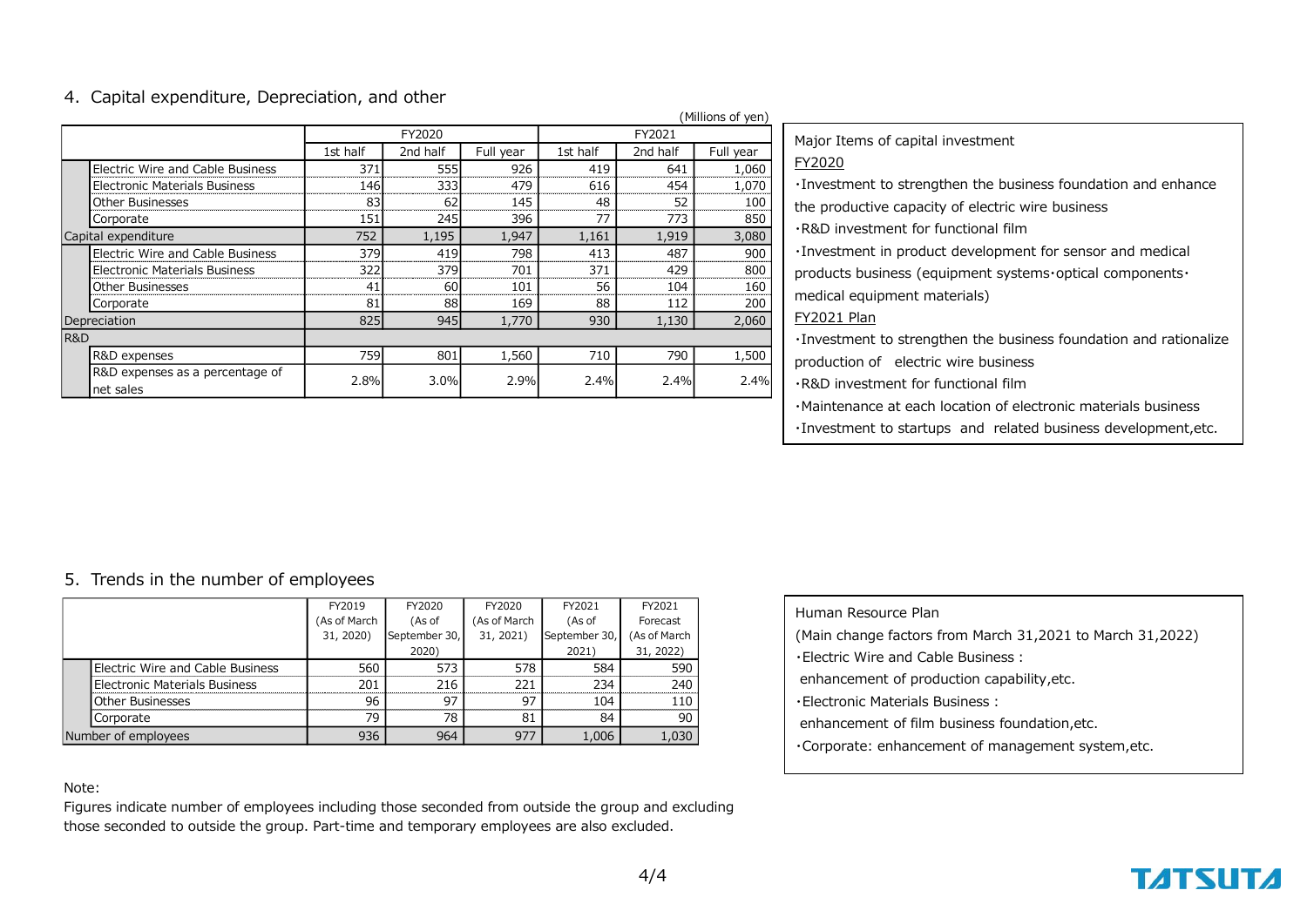## 4. Capital expenditure, Depreciation, and other

(Millions of yen)

| | FY2020 | | | FY2021 | | |
|---|---|---|---|---|---|---|
| | 1st half | 2nd half | Full year | 1st half | 2nd half | Full year |
| Electric Wire and Cable Business | 371 | 555 | 926 | 419 | 641 | 1,060 |
| Electronic Materials Business | 146 | 333 | 479 | 616 | 454 | 1,070 |
| Other Businesses | 83 | 62 | 145 | 48 | 52 | 100 |
| Corporate | 151 | 245 | 396 | 77 | 773 | 850 |
| Capital expenditure | 752 | 1,195 | 1,947 | 1,161 | 1,919 | 3,080 |
| Electric Wire and Cable Business | 379 | 419 | 798 | 413 | 487 | 900 |
| Electronic Materials Business | 322 | 379 | 701 | 371 | 429 | 800 |
| Other Businesses | 41 | 60 | 101 | 56 | 104 | 160 |
| Corporate | 81 | 88 | 169 | 88 | 112 | 200 |
| Depreciation | 825 | 945 | 1,770 | 930 | 1,130 | 2,060 |
| R&D | | | | | | |
| R&D expenses | 759 | 801 | 1,560 | 710 | 790 | 1,500 |
| R&D expenses as a percentage of net sales | 2.8% | 3.0% | 2.9% | 2.4% | 2.4% | 2.4% |

Major Items of capital investment

FY2020

・Investment to strengthen the business foundation and enhance the productive capacity of electric wire business

・R&D investment for functional film

・Investment in product development for sensor and medical products business (equipment systems・optical components・medical equipment materials)

FY2021 Plan

・Investment to strengthen the business foundation and rationalize production of electric wire business

・R&D investment for functional film

・Maintenance at each location of electronic materials business

・Investment to startups and related business development,etc.

## 5. Trends in the number of employees

| | FY2019 (As of March 31, 2020) | FY2020 (As of September 30, 2020) | FY2020 (As of March 31, 2021) | FY2021 (As of September 30, 2021) | FY2021 Forecast (As of March 31, 2022) |
|---|---|---|---|---|---|
| Electric Wire and Cable Business | 560 | 573 | 578 | 584 | 590 |
| Electronic Materials Business | 201 | 216 | 221 | 234 | 240 |
| Other Businesses | 96 | 97 | 97 | 104 | 110 |
| Corporate | 79 | 78 | 81 | 84 | 90 |
| Number of employees | 936 | 964 | 977 | 1,006 | 1,030 |

Note:

Figures indicate number of employees including those seconded from outside the group and excluding those seconded to outside the group. Part-time and temporary employees are also excluded.

Human Resource Plan

(Main change factors from March 31,2021 to March 31,2022)

・Electric Wire and Cable Business :
enhancement of production capability,etc.

・Electronic Materials Business :
enhancement of film business foundation,etc.

・Corporate: enhancement of management system,etc.